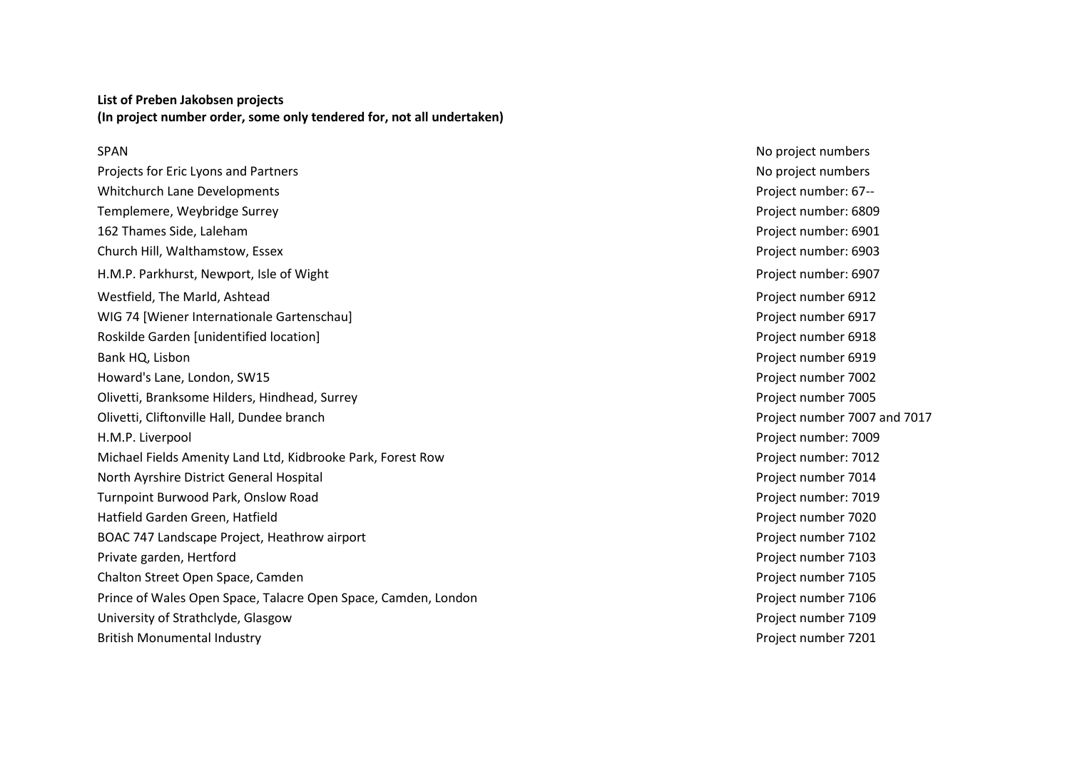**List of Preben Jakobsen projects**
**(In project number order, some only tendered for, not all undertaken)**

| | |
|---|---|
| SPAN | No project numbers |
| Projects for Eric Lyons and Partners | No project numbers |
| Whitchurch Lane Developments | Project number: 67-- |
| Templemere, Weybridge Surrey | Project number: 6809 |
| 162 Thames Side, Laleham | Project number: 6901 |
| Church Hill, Walthamstow, Essex | Project number: 6903 |
| H.M.P. Parkhurst, Newport, Isle of Wight | Project number: 6907 |
| Westfield, The Marld, Ashtead | Project number 6912 |
| WIG 74 [Wiener Internationale Gartenschau] | Project number 6917 |
| Roskilde Garden [unidentified location] | Project number 6918 |
| Bank HQ, Lisbon | Project number 6919 |
| Howard's Lane, London, SW15 | Project number 7002 |
| Olivetti, Branksome Hilders, Hindhead, Surrey | Project number 7005 |
| Olivetti, Cliftonville Hall, Dundee branch | Project number 7007 and 7017 |
| H.M.P. Liverpool | Project number: 7009 |
| Michael Fields Amenity Land Ltd, Kidbrooke Park, Forest Row | Project number: 7012 |
| North Ayrshire District General Hospital | Project number 7014 |
| Turnpoint Burwood Park, Onslow Road | Project number: 7019 |
| Hatfield Garden Green, Hatfield | Project number 7020 |
| BOAC 747 Landscape Project, Heathrow airport | Project number 7102 |
| Private garden, Hertford | Project number 7103 |
| Chalton Street Open Space, Camden | Project number 7105 |
| Prince of Wales Open Space, Talacre Open Space, Camden, London | Project number 7106 |
| University of Strathclyde, Glasgow | Project number 7109 |
| British Monumental Industry | Project number 7201 |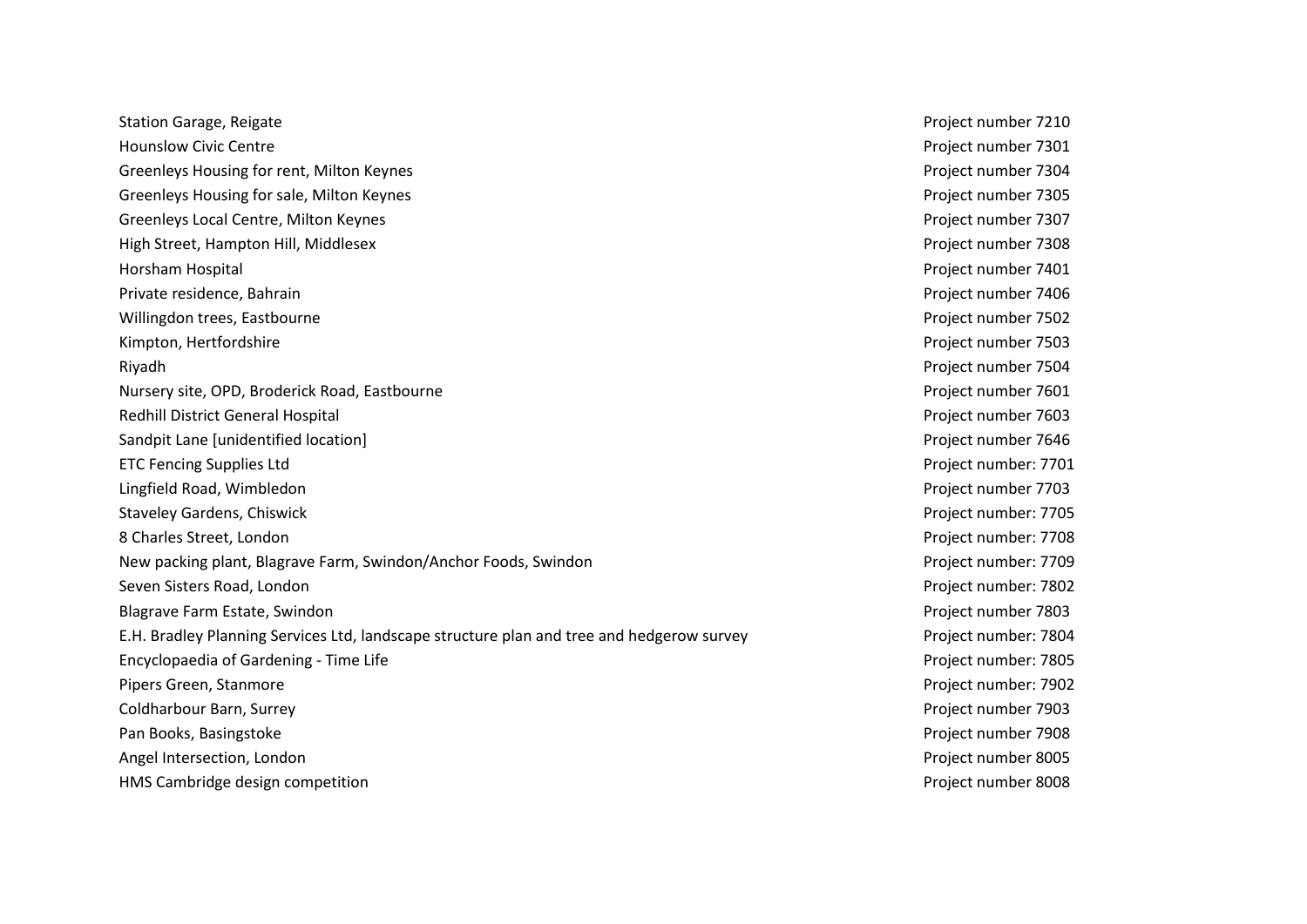| | |
|---|---|
| Station Garage, Reigate | Project number 7210 |
| Hounslow Civic Centre | Project number 7301 |
| Greenleys Housing for rent, Milton Keynes | Project number 7304 |
| Greenleys Housing for sale, Milton Keynes | Project number 7305 |
| Greenleys Local Centre, Milton Keynes | Project number 7307 |
| High Street, Hampton Hill, Middlesex | Project number 7308 |
| Horsham Hospital | Project number 7401 |
| Private residence, Bahrain | Project number 7406 |
| Willingdon trees, Eastbourne | Project number 7502 |
| Kimpton, Hertfordshire | Project number 7503 |
| Riyadh | Project number 7504 |
| Nursery site, OPD, Broderick Road, Eastbourne | Project number 7601 |
| Redhill District General Hospital | Project number 7603 |
| Sandpit Lane [unidentified location] | Project number 7646 |
| ETC Fencing Supplies Ltd | Project number: 7701 |
| Lingfield Road, Wimbledon | Project number 7703 |
| Staveley Gardens, Chiswick | Project number: 7705 |
| 8 Charles Street, London | Project number: 7708 |
| New packing plant, Blagrave Farm, Swindon/Anchor Foods, Swindon | Project number: 7709 |
| Seven Sisters Road, London | Project number: 7802 |
| Blagrave Farm Estate, Swindon | Project number 7803 |
| E.H. Bradley Planning Services Ltd, landscape structure plan and tree and hedgerow survey | Project number: 7804 |
| Encyclopaedia of Gardening - Time Life | Project number: 7805 |
| Pipers Green, Stanmore | Project number: 7902 |
| Coldharbour Barn, Surrey | Project number 7903 |
| Pan Books, Basingstoke | Project number 7908 |
| Angel Intersection, London | Project number 8005 |
| HMS Cambridge design competition | Project number 8008 |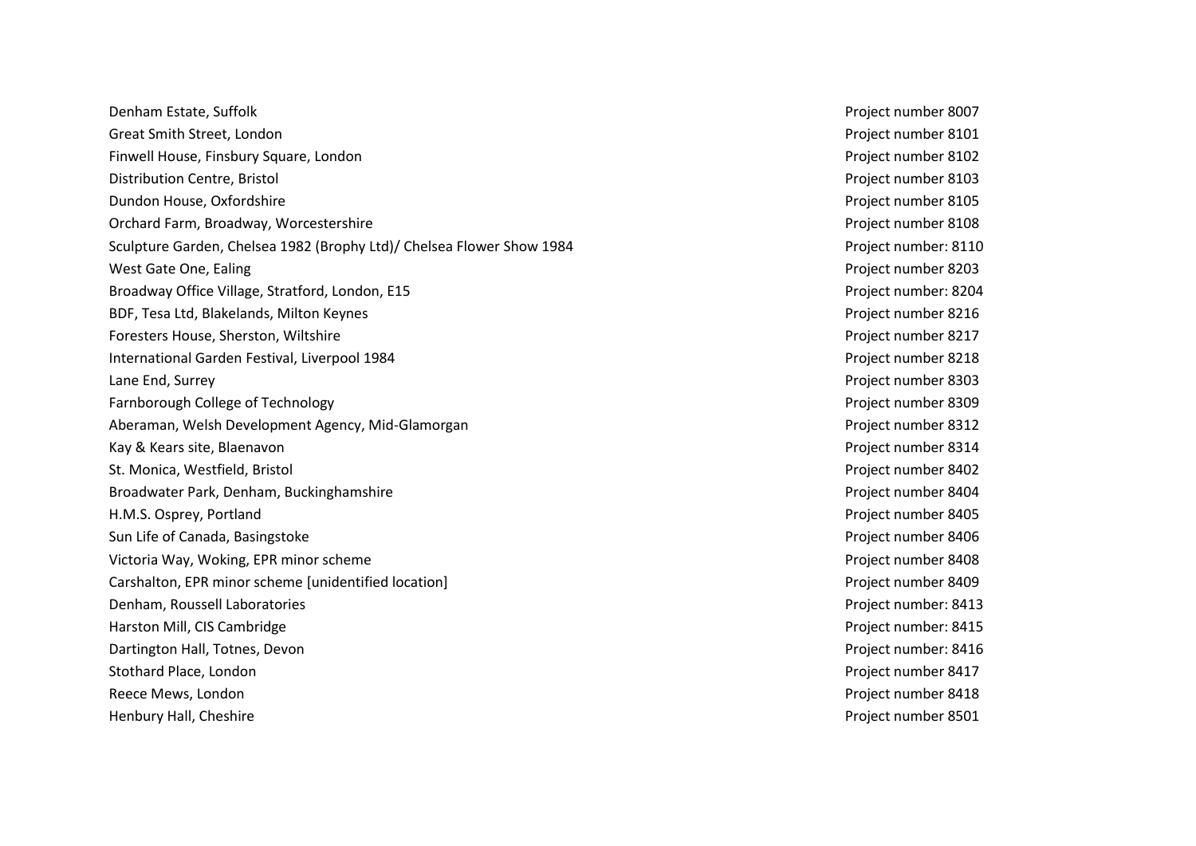| | |
|---|---|
| Denham Estate, Suffolk | Project number 8007 |
| Great Smith Street, London | Project number 8101 |
| Finwell House, Finsbury Square, London | Project number 8102 |
| Distribution Centre, Bristol | Project number 8103 |
| Dundon House, Oxfordshire | Project number 8105 |
| Orchard Farm, Broadway, Worcestershire | Project number 8108 |
| Sculpture Garden, Chelsea 1982 (Brophy Ltd)/ Chelsea Flower Show 1984 | Project number: 8110 |
| West Gate One, Ealing | Project number 8203 |
| Broadway Office Village, Stratford, London, E15 | Project number: 8204 |
| BDF, Tesa Ltd, Blakelands, Milton Keynes | Project number 8216 |
| Foresters House, Sherston, Wiltshire | Project number 8217 |
| International Garden Festival, Liverpool 1984 | Project number 8218 |
| Lane End, Surrey | Project number 8303 |
| Farnborough College of Technology | Project number 8309 |
| Aberaman, Welsh Development Agency, Mid-Glamorgan | Project number 8312 |
| Kay & Kears site, Blaenavon | Project number 8314 |
| St. Monica, Westfield, Bristol | Project number 8402 |
| Broadwater Park, Denham, Buckinghamshire | Project number 8404 |
| H.M.S. Osprey, Portland | Project number 8405 |
| Sun Life of Canada, Basingstoke | Project number 8406 |
| Victoria Way, Woking, EPR minor scheme | Project number 8408 |
| Carshalton, EPR minor scheme [unidentified location] | Project number 8409 |
| Denham, Roussell Laboratories | Project number: 8413 |
| Harston Mill, CIS Cambridge | Project number: 8415 |
| Dartington Hall, Totnes, Devon | Project number: 8416 |
| Stothard Place, London | Project number 8417 |
| Reece Mews, London | Project number 8418 |
| Henbury Hall, Cheshire | Project number 8501 |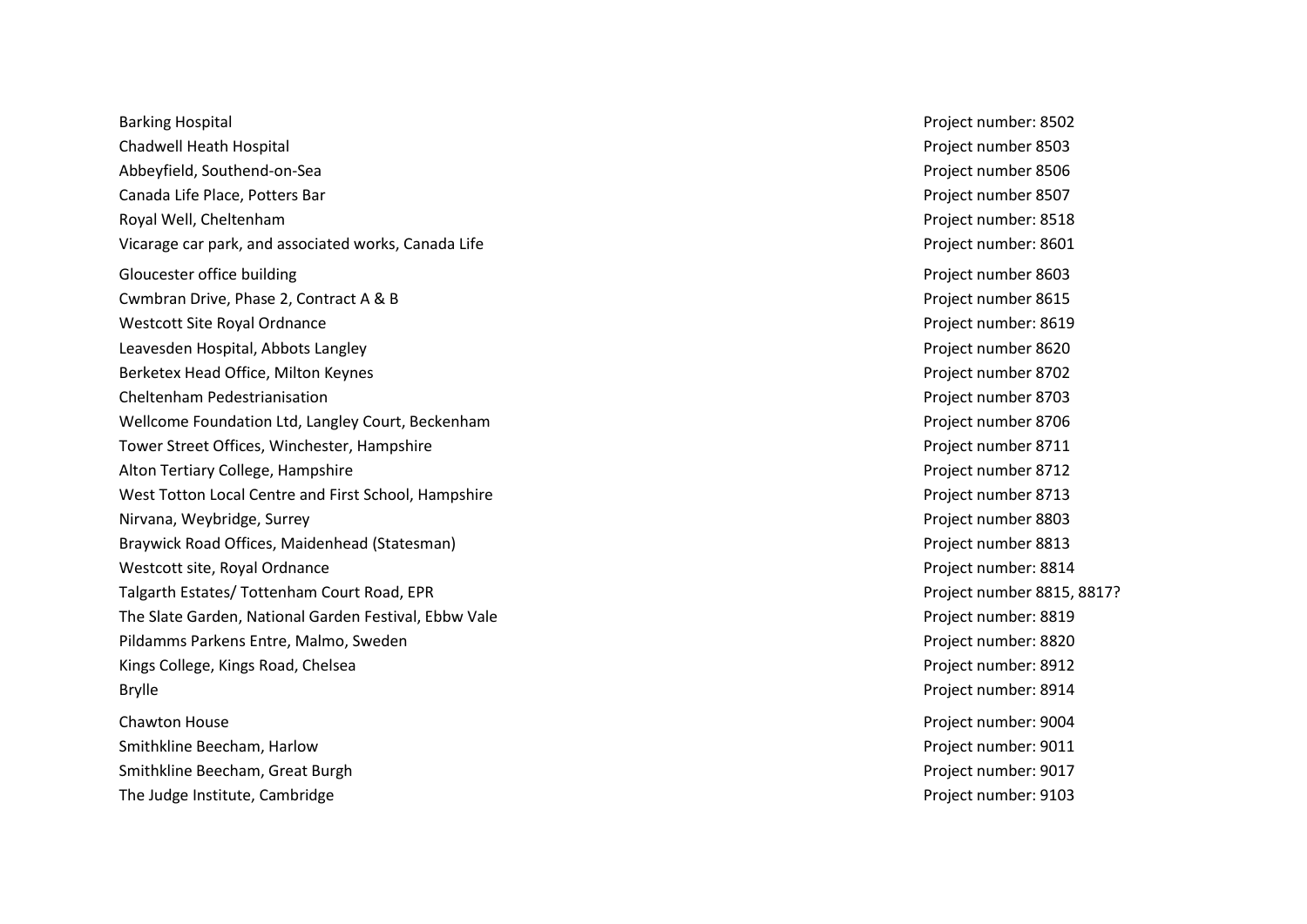| | |
|---|---|
| Barking Hospital | Project number: 8502 |
| Chadwell Heath Hospital | Project number 8503 |
| Abbeyfield, Southend-on-Sea | Project number 8506 |
| Canada Life Place, Potters Bar | Project number 8507 |
| Royal Well, Cheltenham | Project number: 8518 |
| Vicarage car park, and associated works, Canada Life | Project number: 8601 |
| Gloucester office building | Project number 8603 |
| Cwmbran Drive, Phase 2, Contract A & B | Project number 8615 |
| Westcott Site Royal Ordnance | Project number: 8619 |
| Leavesden Hospital, Abbots Langley | Project number 8620 |
| Berketex Head Office, Milton Keynes | Project number 8702 |
| Cheltenham Pedestrianisation | Project number 8703 |
| Wellcome Foundation Ltd, Langley Court, Beckenham | Project number 8706 |
| Tower Street Offices, Winchester, Hampshire | Project number 8711 |
| Alton Tertiary College, Hampshire | Project number 8712 |
| West Totton Local Centre and First School, Hampshire | Project number 8713 |
| Nirvana, Weybridge, Surrey | Project number 8803 |
| Braywick Road Offices, Maidenhead (Statesman) | Project number 8813 |
| Westcott site, Royal Ordnance | Project number: 8814 |
| Talgarth Estates/ Tottenham Court Road, EPR | Project number 8815, 8817? |
| The Slate Garden, National Garden Festival, Ebbw Vale | Project number: 8819 |
| Pildamms Parkens Entre, Malmo, Sweden | Project number: 8820 |
| Kings College, Kings Road, Chelsea | Project number: 8912 |
| Brylle | Project number: 8914 |
| Chawton House | Project number: 9004 |
| Smithkline Beecham, Harlow | Project number: 9011 |
| Smithkline Beecham, Great Burgh | Project number: 9017 |
| The Judge Institute, Cambridge | Project number: 9103 |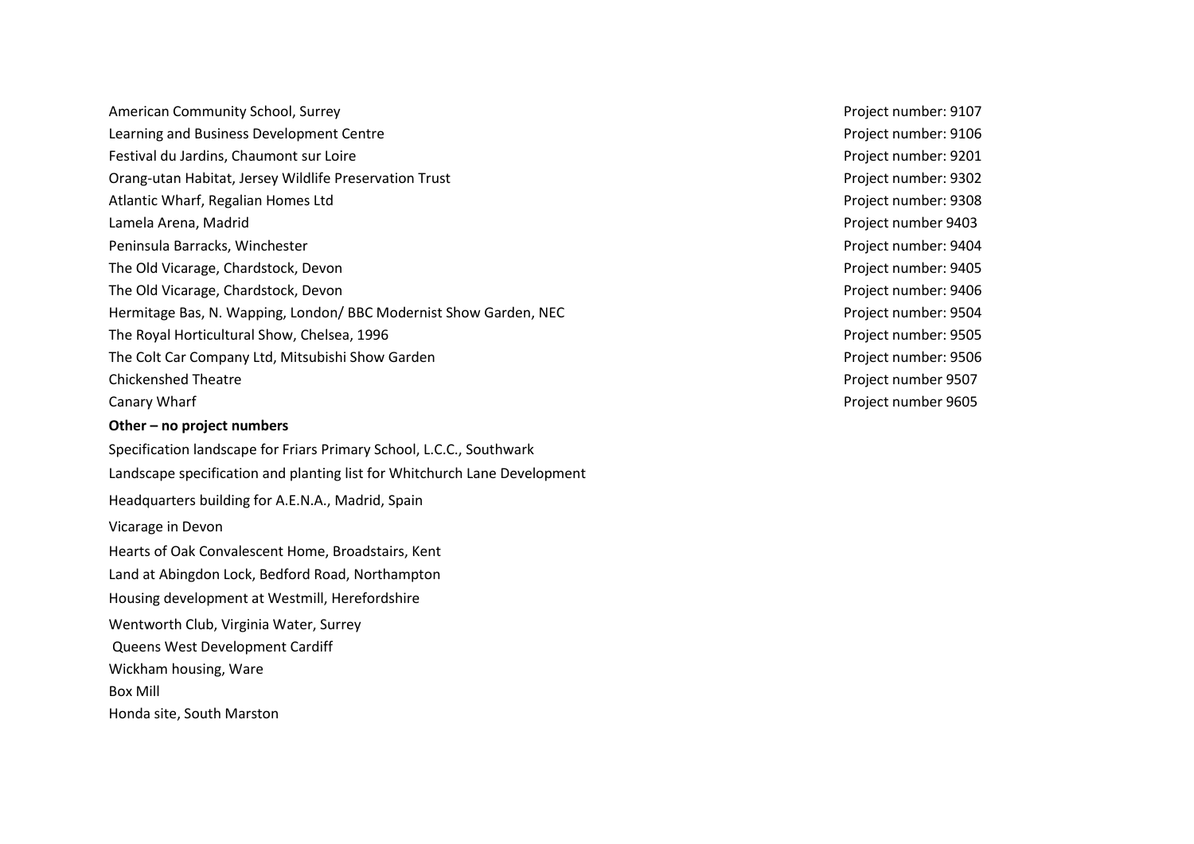| | |
|---|---|
| American Community School, Surrey | Project number: 9107 |
| Learning and Business Development Centre | Project number: 9106 |
| Festival du Jardins, Chaumont sur Loire | Project number: 9201 |
| Orang-utan Habitat, Jersey Wildlife Preservation Trust | Project number: 9302 |
| Atlantic Wharf, Regalian Homes Ltd | Project number: 9308 |
| Lamela Arena, Madrid | Project number 9403 |
| Peninsula Barracks, Winchester | Project number: 9404 |
| The Old Vicarage, Chardstock, Devon | Project number: 9405 |
| The Old Vicarage, Chardstock, Devon | Project number: 9406 |
| Hermitage Bas, N. Wapping, London/ BBC Modernist Show Garden, NEC | Project number: 9504 |
| The Royal Horticultural Show, Chelsea, 1996 | Project number: 9505 |
| The Colt Car Company Ltd, Mitsubishi Show Garden | Project number: 9506 |
| Chickenshed Theatre | Project number 9507 |
| Canary Wharf | Project number 9605 |

**Other – no project numbers**

Specification landscape for Friars Primary School, L.C.C., Southwark

Landscape specification and planting list for Whitchurch Lane Development

Headquarters building for A.E.N.A., Madrid, Spain

Vicarage in Devon

Hearts of Oak Convalescent Home, Broadstairs, Kent

Land at Abingdon Lock, Bedford Road, Northampton

Housing development at Westmill, Herefordshire

Wentworth Club, Virginia Water, Surrey

Queens West Development Cardiff

Wickham housing, Ware

Box Mill

Honda site, South Marston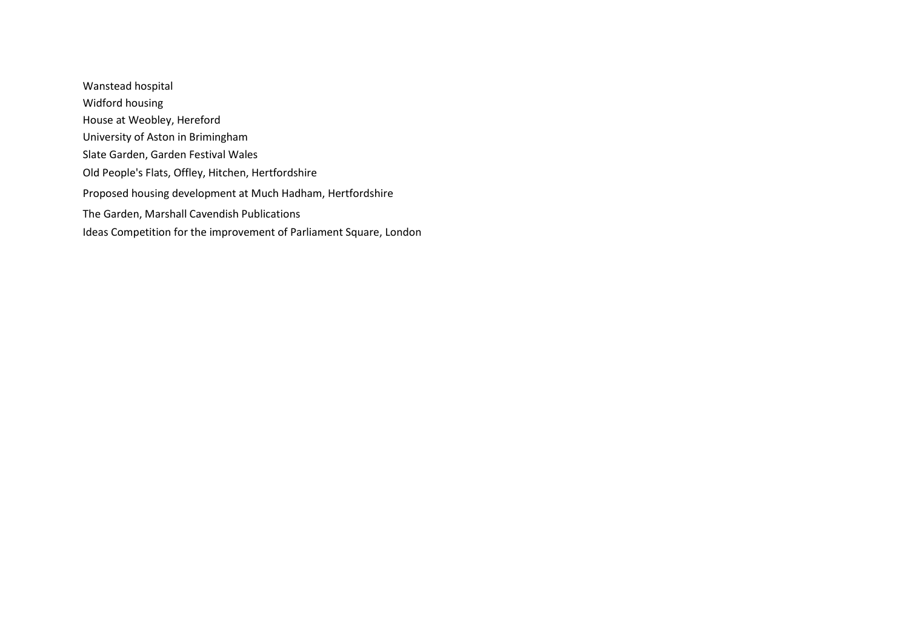Wanstead hospital

Widford housing

House at Weobley, Hereford

University of Aston in Brimingham

Slate Garden, Garden Festival Wales

Old People's Flats, Offley, Hitchen, Hertfordshire

Proposed housing development at Much Hadham, Hertfordshire

The Garden, Marshall Cavendish Publications

Ideas Competition for the improvement of Parliament Square, London